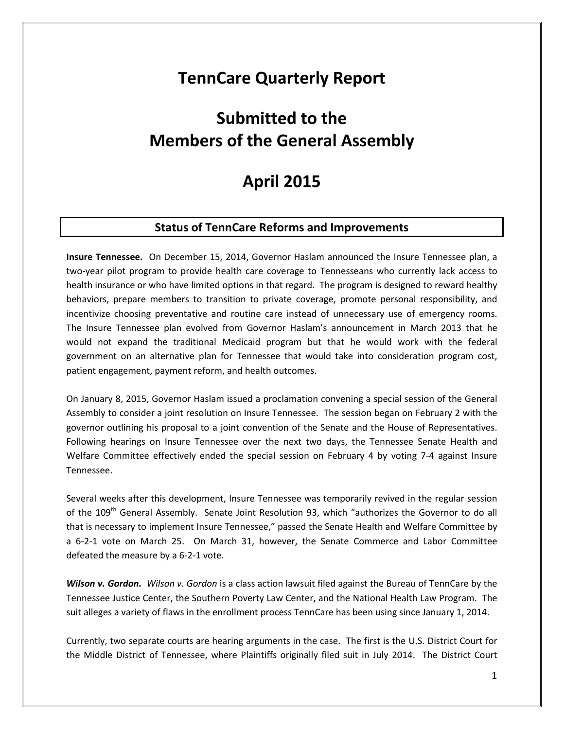# TennCare Quarterly Report

# Submitted to the Members of the General Assembly

# April 2015

## Status of TennCare Reforms and Improvements

**Insure Tennessee.** On December 15, 2014, Governor Haslam announced the Insure Tennessee plan, a two-year pilot program to provide health care coverage to Tennesseans who currently lack access to health insurance or who have limited options in that regard. The program is designed to reward healthy behaviors, prepare members to transition to private coverage, promote personal responsibility, and incentivize choosing preventative and routine care instead of unnecessary use of emergency rooms. The Insure Tennessee plan evolved from Governor Haslam's announcement in March 2013 that he would not expand the traditional Medicaid program but that he would work with the federal government on an alternative plan for Tennessee that would take into consideration program cost, patient engagement, payment reform, and health outcomes.

On January 8, 2015, Governor Haslam issued a proclamation convening a special session of the General Assembly to consider a joint resolution on Insure Tennessee. The session began on February 2 with the governor outlining his proposal to a joint convention of the Senate and the House of Representatives. Following hearings on Insure Tennessee over the next two days, the Tennessee Senate Health and Welfare Committee effectively ended the special session on February 4 by voting 7-4 against Insure Tennessee.

Several weeks after this development, Insure Tennessee was temporarily revived in the regular session of the 109th General Assembly. Senate Joint Resolution 93, which "authorizes the Governor to do all that is necessary to implement Insure Tennessee," passed the Senate Health and Welfare Committee by a 6-2-1 vote on March 25. On March 31, however, the Senate Commerce and Labor Committee defeated the measure by a 6-2-1 vote.

***Wilson v. Gordon.*** *Wilson v. Gordon* is a class action lawsuit filed against the Bureau of TennCare by the Tennessee Justice Center, the Southern Poverty Law Center, and the National Health Law Program. The suit alleges a variety of flaws in the enrollment process TennCare has been using since January 1, 2014.

Currently, two separate courts are hearing arguments in the case. The first is the U.S. District Court for the Middle District of Tennessee, where Plaintiffs originally filed suit in July 2014. The District Court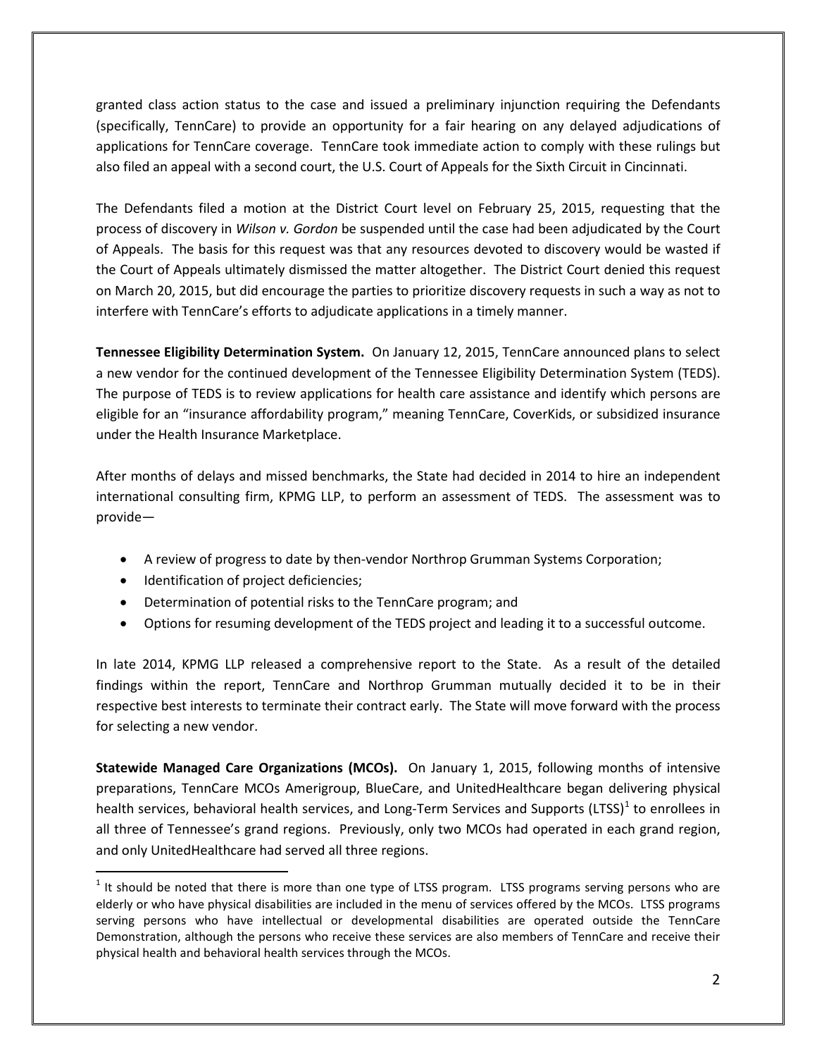granted class action status to the case and issued a preliminary injunction requiring the Defendants (specifically, TennCare) to provide an opportunity for a fair hearing on any delayed adjudications of applications for TennCare coverage. TennCare took immediate action to comply with these rulings but also filed an appeal with a second court, the U.S. Court of Appeals for the Sixth Circuit in Cincinnati.

The Defendants filed a motion at the District Court level on February 25, 2015, requesting that the process of discovery in *Wilson v. Gordon* be suspended until the case had been adjudicated by the Court of Appeals. The basis for this request was that any resources devoted to discovery would be wasted if the Court of Appeals ultimately dismissed the matter altogether. The District Court denied this request on March 20, 2015, but did encourage the parties to prioritize discovery requests in such a way as not to interfere with TennCare's efforts to adjudicate applications in a timely manner.

**Tennessee Eligibility Determination System.** On January 12, 2015, TennCare announced plans to select a new vendor for the continued development of the Tennessee Eligibility Determination System (TEDS). The purpose of TEDS is to review applications for health care assistance and identify which persons are eligible for an "insurance affordability program," meaning TennCare, CoverKids, or subsidized insurance under the Health Insurance Marketplace.

After months of delays and missed benchmarks, the State had decided in 2014 to hire an independent international consulting firm, KPMG LLP, to perform an assessment of TEDS. The assessment was to provide—

- A review of progress to date by then-vendor Northrop Grumman Systems Corporation;
- Identification of project deficiencies;
- Determination of potential risks to the TennCare program; and
- Options for resuming development of the TEDS project and leading it to a successful outcome.

In late 2014, KPMG LLP released a comprehensive report to the State. As a result of the detailed findings within the report, TennCare and Northrop Grumman mutually decided it to be in their respective best interests to terminate their contract early. The State will move forward with the process for selecting a new vendor.

**Statewide Managed Care Organizations (MCOs).** On January 1, 2015, following months of intensive preparations, TennCare MCOs Amerigroup, BlueCare, and UnitedHealthcare began delivering physical health services, behavioral health services, and Long-Term Services and Supports (LTSS)[1] to enrollees in all three of Tennessee's grand regions. Previously, only two MCOs had operated in each grand region, and only UnitedHealthcare had served all three regions.

[1] It should be noted that there is more than one type of LTSS program. LTSS programs serving persons who are elderly or who have physical disabilities are included in the menu of services offered by the MCOs. LTSS programs serving persons who have intellectual or developmental disabilities are operated outside the TennCare Demonstration, although the persons who receive these services are also members of TennCare and receive their physical health and behavioral health services through the MCOs.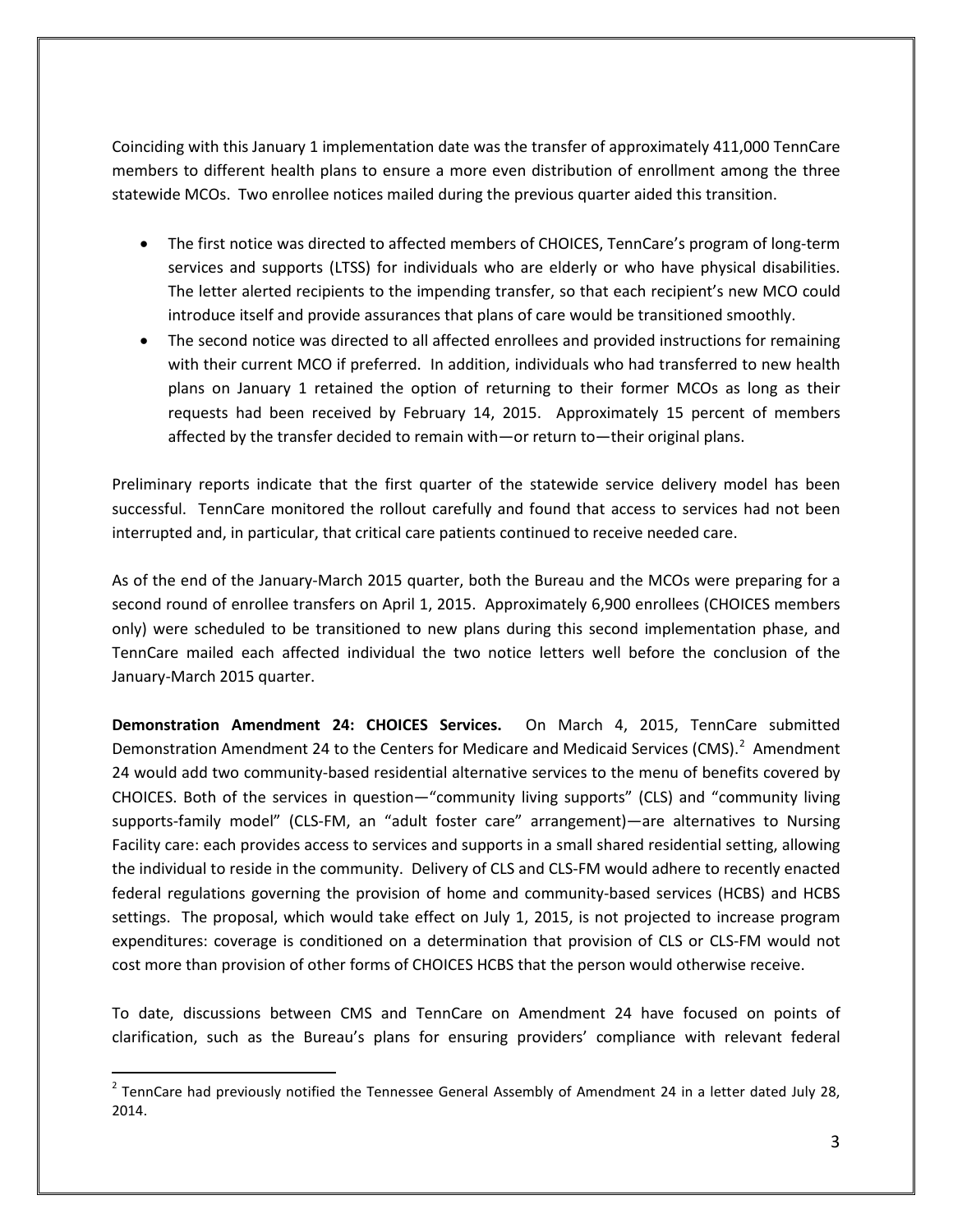Coinciding with this January 1 implementation date was the transfer of approximately 411,000 TennCare members to different health plans to ensure a more even distribution of enrollment among the three statewide MCOs. Two enrollee notices mailed during the previous quarter aided this transition.

- The first notice was directed to affected members of CHOICES, TennCare's program of long-term services and supports (LTSS) for individuals who are elderly or who have physical disabilities. The letter alerted recipients to the impending transfer, so that each recipient's new MCO could introduce itself and provide assurances that plans of care would be transitioned smoothly.
- The second notice was directed to all affected enrollees and provided instructions for remaining with their current MCO if preferred. In addition, individuals who had transferred to new health plans on January 1 retained the option of returning to their former MCOs as long as their requests had been received by February 14, 2015. Approximately 15 percent of members affected by the transfer decided to remain with—or return to—their original plans.

Preliminary reports indicate that the first quarter of the statewide service delivery model has been successful. TennCare monitored the rollout carefully and found that access to services had not been interrupted and, in particular, that critical care patients continued to receive needed care.

As of the end of the January-March 2015 quarter, both the Bureau and the MCOs were preparing for a second round of enrollee transfers on April 1, 2015. Approximately 6,900 enrollees (CHOICES members only) were scheduled to be transitioned to new plans during this second implementation phase, and TennCare mailed each affected individual the two notice letters well before the conclusion of the January-March 2015 quarter.

**Demonstration Amendment 24: CHOICES Services.** On March 4, 2015, TennCare submitted Demonstration Amendment 24 to the Centers for Medicare and Medicaid Services (CMS).[2] Amendment 24 would add two community-based residential alternative services to the menu of benefits covered by CHOICES. Both of the services in question—"community living supports" (CLS) and "community living supports-family model" (CLS-FM, an "adult foster care" arrangement)—are alternatives to Nursing Facility care: each provides access to services and supports in a small shared residential setting, allowing the individual to reside in the community. Delivery of CLS and CLS-FM would adhere to recently enacted federal regulations governing the provision of home and community-based services (HCBS) and HCBS settings. The proposal, which would take effect on July 1, 2015, is not projected to increase program expenditures: coverage is conditioned on a determination that provision of CLS or CLS-FM would not cost more than provision of other forms of CHOICES HCBS that the person would otherwise receive.

To date, discussions between CMS and TennCare on Amendment 24 have focused on points of clarification, such as the Bureau's plans for ensuring providers' compliance with relevant federal

[2] TennCare had previously notified the Tennessee General Assembly of Amendment 24 in a letter dated July 28, 2014.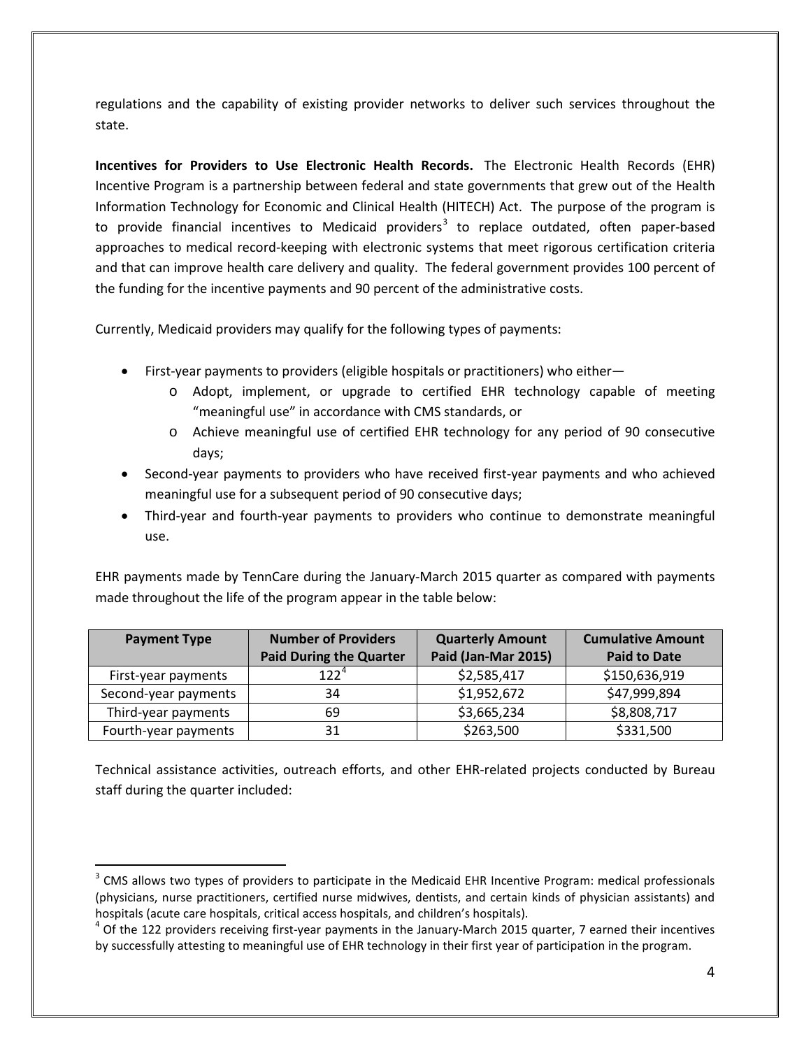regulations and the capability of existing provider networks to deliver such services throughout the state.

**Incentives for Providers to Use Electronic Health Records.** The Electronic Health Records (EHR) Incentive Program is a partnership between federal and state governments that grew out of the Health Information Technology for Economic and Clinical Health (HITECH) Act. The purpose of the program is to provide financial incentives to Medicaid providers[3] to replace outdated, often paper-based approaches to medical record-keeping with electronic systems that meet rigorous certification criteria and that can improve health care delivery and quality. The federal government provides 100 percent of the funding for the incentive payments and 90 percent of the administrative costs.

Currently, Medicaid providers may qualify for the following types of payments:

- First-year payments to providers (eligible hospitals or practitioners) who either—
  - Adopt, implement, or upgrade to certified EHR technology capable of meeting "meaningful use" in accordance with CMS standards, or
  - Achieve meaningful use of certified EHR technology for any period of 90 consecutive days;
- Second-year payments to providers who have received first-year payments and who achieved meaningful use for a subsequent period of 90 consecutive days;
- Third-year and fourth-year payments to providers who continue to demonstrate meaningful use.

EHR payments made by TennCare during the January-March 2015 quarter as compared with payments made throughout the life of the program appear in the table below:

| Payment Type | Number of Providers Paid During the Quarter | Quarterly Amount Paid (Jan-Mar 2015) | Cumulative Amount Paid to Date |
|---|---|---|---|
| First-year payments | 122[4] | $2,585,417 | $150,636,919 |
| Second-year payments | 34 | $1,952,672 | $47,999,894 |
| Third-year payments | 69 | $3,665,234 | $8,808,717 |
| Fourth-year payments | 31 | $263,500 | $331,500 |

Technical assistance activities, outreach efforts, and other EHR-related projects conducted by Bureau staff during the quarter included:

[3] CMS allows two types of providers to participate in the Medicaid EHR Incentive Program: medical professionals (physicians, nurse practitioners, certified nurse midwives, dentists, and certain kinds of physician assistants) and hospitals (acute care hospitals, critical access hospitals, and children's hospitals).

[4] Of the 122 providers receiving first-year payments in the January-March 2015 quarter, 7 earned their incentives by successfully attesting to meaningful use of EHR technology in their first year of participation in the program.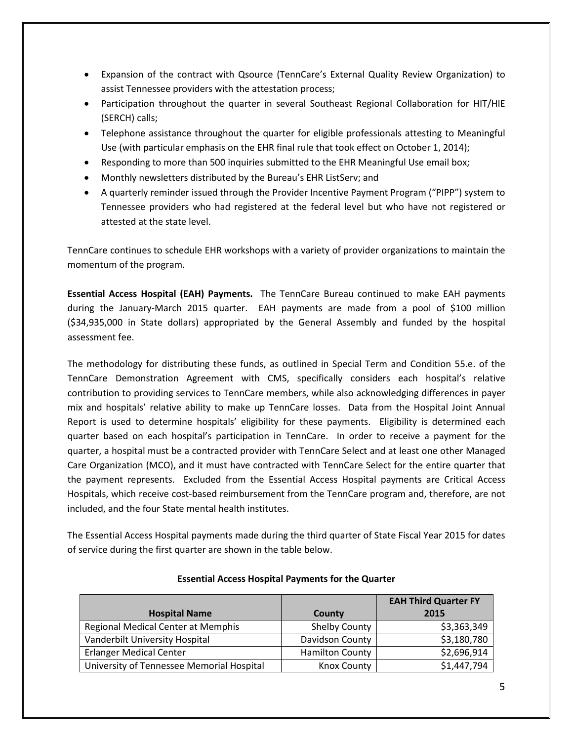- Expansion of the contract with Qsource (TennCare's External Quality Review Organization) to assist Tennessee providers with the attestation process;
- Participation throughout the quarter in several Southeast Regional Collaboration for HIT/HIE (SERCH) calls;
- Telephone assistance throughout the quarter for eligible professionals attesting to Meaningful Use (with particular emphasis on the EHR final rule that took effect on October 1, 2014);
- Responding to more than 500 inquiries submitted to the EHR Meaningful Use email box;
- Monthly newsletters distributed by the Bureau's EHR ListServ; and
- A quarterly reminder issued through the Provider Incentive Payment Program ("PIPP") system to Tennessee providers who had registered at the federal level but who have not registered or attested at the state level.

TennCare continues to schedule EHR workshops with a variety of provider organizations to maintain the momentum of the program.

**Essential Access Hospital (EAH) Payments.** The TennCare Bureau continued to make EAH payments during the January-March 2015 quarter. EAH payments are made from a pool of $100 million ($34,935,000 in State dollars) appropriated by the General Assembly and funded by the hospital assessment fee.

The methodology for distributing these funds, as outlined in Special Term and Condition 55.e. of the TennCare Demonstration Agreement with CMS, specifically considers each hospital's relative contribution to providing services to TennCare members, while also acknowledging differences in payer mix and hospitals' relative ability to make up TennCare losses. Data from the Hospital Joint Annual Report is used to determine hospitals' eligibility for these payments. Eligibility is determined each quarter based on each hospital's participation in TennCare. In order to receive a payment for the quarter, a hospital must be a contracted provider with TennCare Select and at least one other Managed Care Organization (MCO), and it must have contracted with TennCare Select for the entire quarter that the payment represents. Excluded from the Essential Access Hospital payments are Critical Access Hospitals, which receive cost-based reimbursement from the TennCare program and, therefore, are not included, and the four State mental health institutes.

The Essential Access Hospital payments made during the third quarter of State Fiscal Year 2015 for dates of service during the first quarter are shown in the table below.

**Essential Access Hospital Payments for the Quarter**

| Hospital Name | County | EAH Third Quarter FY 2015 |
|---|---|---|
| Regional Medical Center at Memphis | Shelby County | $3,363,349 |
| Vanderbilt University Hospital | Davidson County | $3,180,780 |
| Erlanger Medical Center | Hamilton County | $2,696,914 |
| University of Tennessee Memorial Hospital | Knox County | $1,447,794 |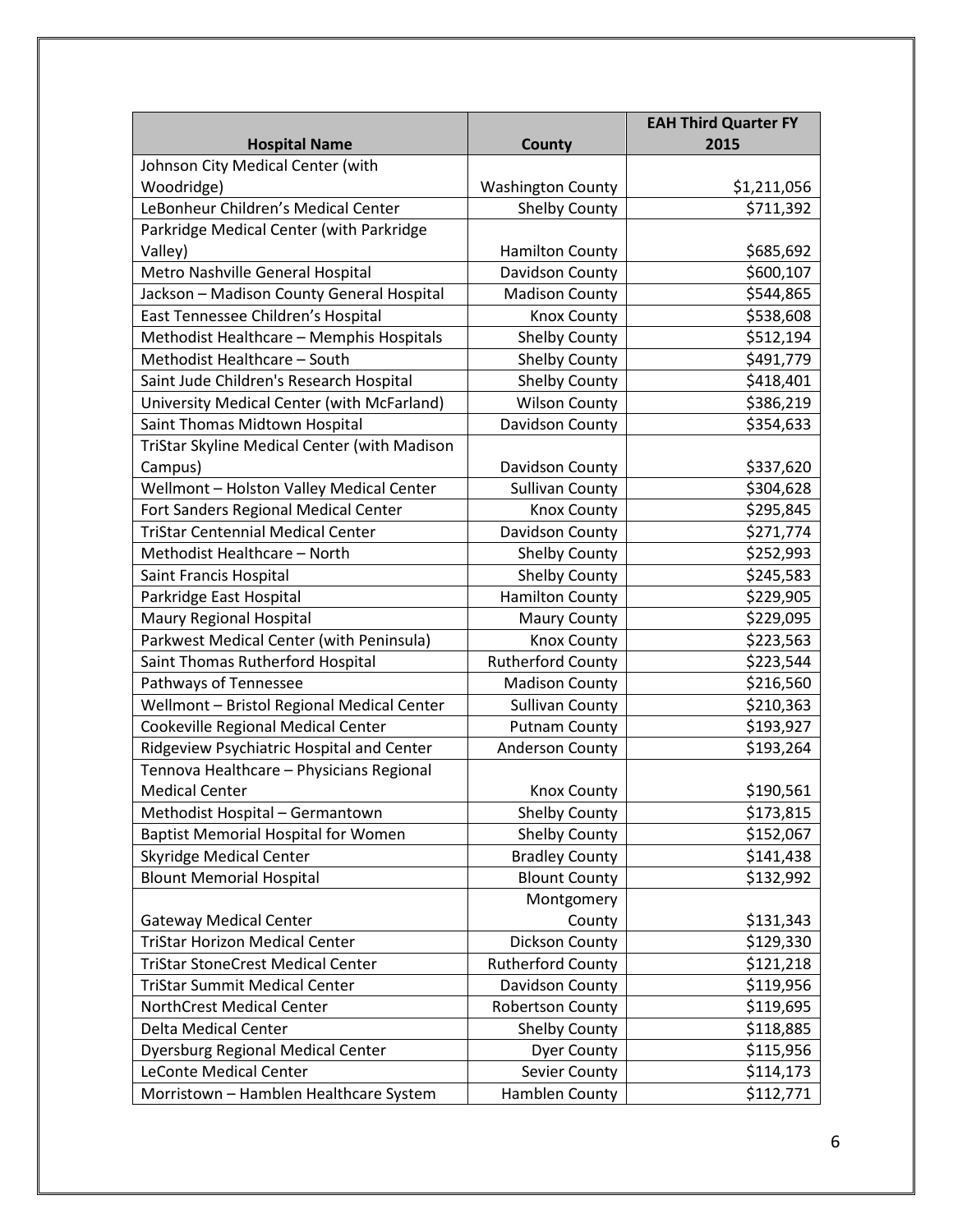| Hospital Name | County | EAH Third Quarter FY 2015 |
|---|---|---|
| Johnson City Medical Center (with Woodridge) | Washington County | $1,211,056 |
| LeBonheur Children's Medical Center | Shelby County | $711,392 |
| Parkridge Medical Center (with Parkridge Valley) | Hamilton County | $685,692 |
| Metro Nashville General Hospital | Davidson County | $600,107 |
| Jackson – Madison County General Hospital | Madison County | $544,865 |
| East Tennessee Children's Hospital | Knox County | $538,608 |
| Methodist Healthcare – Memphis Hospitals | Shelby County | $512,194 |
| Methodist Healthcare – South | Shelby County | $491,779 |
| Saint Jude Children's Research Hospital | Shelby County | $418,401 |
| University Medical Center (with McFarland) | Wilson County | $386,219 |
| Saint Thomas Midtown Hospital | Davidson County | $354,633 |
| TriStar Skyline Medical Center (with Madison Campus) | Davidson County | $337,620 |
| Wellmont – Holston Valley Medical Center | Sullivan County | $304,628 |
| Fort Sanders Regional Medical Center | Knox County | $295,845 |
| TriStar Centennial Medical Center | Davidson County | $271,774 |
| Methodist Healthcare – North | Shelby County | $252,993 |
| Saint Francis Hospital | Shelby County | $245,583 |
| Parkridge East Hospital | Hamilton County | $229,905 |
| Maury Regional Hospital | Maury County | $229,095 |
| Parkwest Medical Center (with Peninsula) | Knox County | $223,563 |
| Saint Thomas Rutherford Hospital | Rutherford County | $223,544 |
| Pathways of Tennessee | Madison County | $216,560 |
| Wellmont – Bristol Regional Medical Center | Sullivan County | $210,363 |
| Cookeville Regional Medical Center | Putnam County | $193,927 |
| Ridgeview Psychiatric Hospital and Center | Anderson County | $193,264 |
| Tennova Healthcare – Physicians Regional Medical Center | Knox County | $190,561 |
| Methodist Hospital – Germantown | Shelby County | $173,815 |
| Baptist Memorial Hospital for Women | Shelby County | $152,067 |
| Skyridge Medical Center | Bradley County | $141,438 |
| Blount Memorial Hospital | Blount County | $132,992 |
| Gateway Medical Center | Montgomery County | $131,343 |
| TriStar Horizon Medical Center | Dickson County | $129,330 |
| TriStar StoneCrest Medical Center | Rutherford County | $121,218 |
| TriStar Summit Medical Center | Davidson County | $119,956 |
| NorthCrest Medical Center | Robertson County | $119,695 |
| Delta Medical Center | Shelby County | $118,885 |
| Dyersburg Regional Medical Center | Dyer County | $115,956 |
| LeConte Medical Center | Sevier County | $114,173 |
| Morristown – Hamblen Healthcare System | Hamblen County | $112,771 |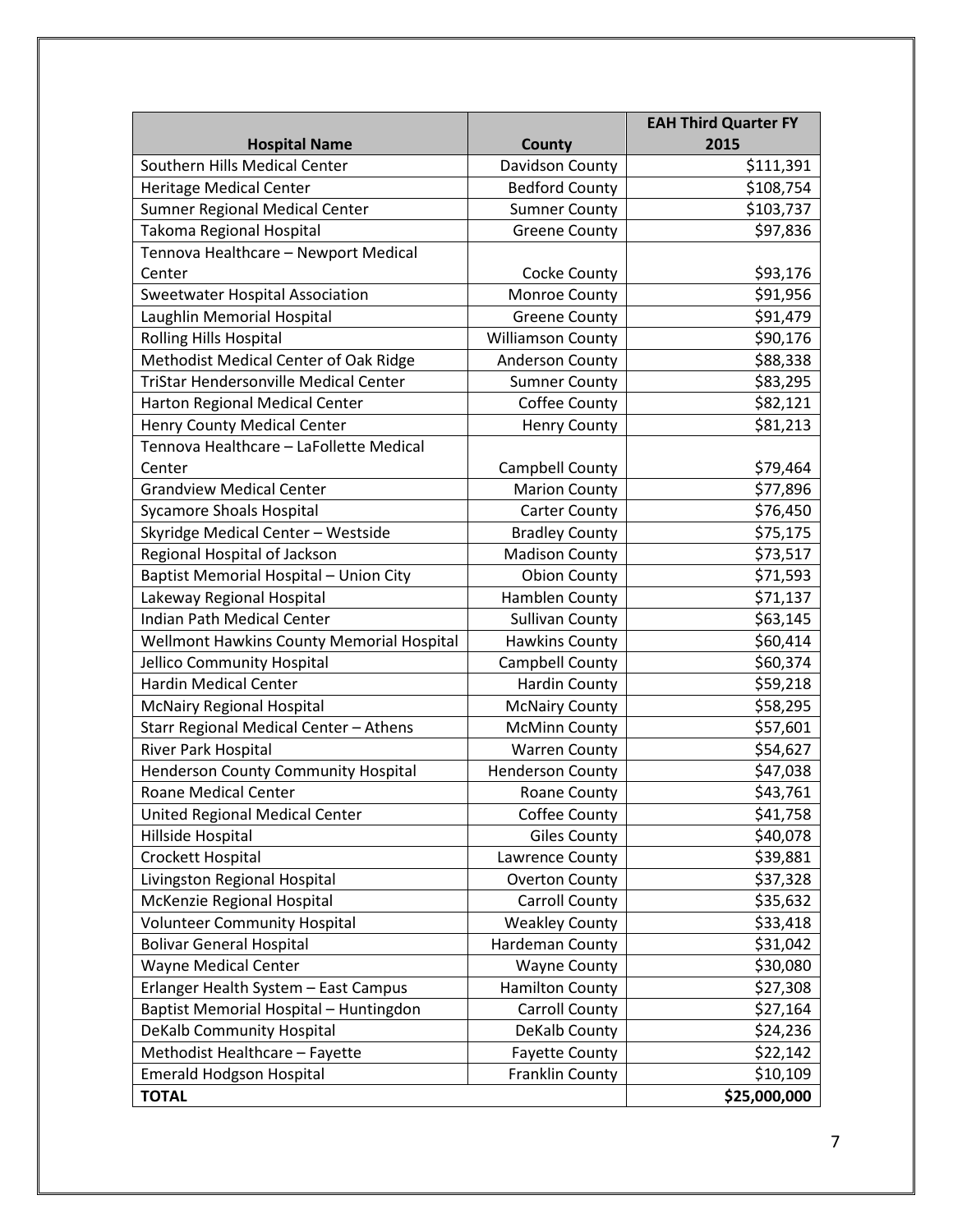| Hospital Name | County | EAH Third Quarter FY 2015 |
|---|---|---|
| Southern Hills Medical Center | Davidson County | $111,391 |
| Heritage Medical Center | Bedford County | $108,754 |
| Sumner Regional Medical Center | Sumner County | $103,737 |
| Takoma Regional Hospital | Greene County | $97,836 |
| Tennova Healthcare – Newport Medical Center | Cocke County | $93,176 |
| Sweetwater Hospital Association | Monroe County | $91,956 |
| Laughlin Memorial Hospital | Greene County | $91,479 |
| Rolling Hills Hospital | Williamson County | $90,176 |
| Methodist Medical Center of Oak Ridge | Anderson County | $88,338 |
| TriStar Hendersonville Medical Center | Sumner County | $83,295 |
| Harton Regional Medical Center | Coffee County | $82,121 |
| Henry County Medical Center | Henry County | $81,213 |
| Tennova Healthcare – LaFollette Medical Center | Campbell County | $79,464 |
| Grandview Medical Center | Marion County | $77,896 |
| Sycamore Shoals Hospital | Carter County | $76,450 |
| Skyridge Medical Center – Westside | Bradley County | $75,175 |
| Regional Hospital of Jackson | Madison County | $73,517 |
| Baptist Memorial Hospital – Union City | Obion County | $71,593 |
| Lakeway Regional Hospital | Hamblen County | $71,137 |
| Indian Path Medical Center | Sullivan County | $63,145 |
| Wellmont Hawkins County Memorial Hospital | Hawkins County | $60,414 |
| Jellico Community Hospital | Campbell County | $60,374 |
| Hardin Medical Center | Hardin County | $59,218 |
| McNairy Regional Hospital | McNairy County | $58,295 |
| Starr Regional Medical Center – Athens | McMinn County | $57,601 |
| River Park Hospital | Warren County | $54,627 |
| Henderson County Community Hospital | Henderson County | $47,038 |
| Roane Medical Center | Roane County | $43,761 |
| United Regional Medical Center | Coffee County | $41,758 |
| Hillside Hospital | Giles County | $40,078 |
| Crockett Hospital | Lawrence County | $39,881 |
| Livingston Regional Hospital | Overton County | $37,328 |
| McKenzie Regional Hospital | Carroll County | $35,632 |
| Volunteer Community Hospital | Weakley County | $33,418 |
| Bolivar General Hospital | Hardeman County | $31,042 |
| Wayne Medical Center | Wayne County | $30,080 |
| Erlanger Health System – East Campus | Hamilton County | $27,308 |
| Baptist Memorial Hospital – Huntingdon | Carroll County | $27,164 |
| DeKalb Community Hospital | DeKalb County | $24,236 |
| Methodist Healthcare – Fayette | Fayette County | $22,142 |
| Emerald Hodgson Hospital | Franklin County | $10,109 |
| **TOTAL** | | **$25,000,000** |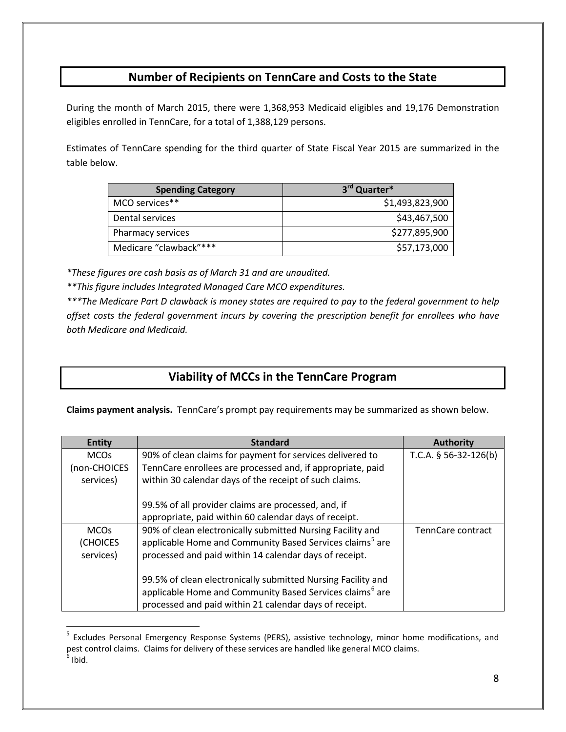## Number of Recipients on TennCare and Costs to the State

During the month of March 2015, there were 1,368,953 Medicaid eligibles and 19,176 Demonstration eligibles enrolled in TennCare, for a total of 1,388,129 persons.

Estimates of TennCare spending for the third quarter of State Fiscal Year 2015 are summarized in the table below.

| Spending Category | 3rd Quarter* |
|---|---:|
| MCO services** | $1,493,823,900 |
| Dental services | $43,467,500 |
| Pharmacy services | $277,895,900 |
| Medicare "clawback"*** | $57,173,000 |

*\*These figures are cash basis as of March 31 and are unaudited.*

*\*\*This figure includes Integrated Managed Care MCO expenditures.*

*\*\*\*The Medicare Part D clawback is money states are required to pay to the federal government to help offset costs the federal government incurs by covering the prescription benefit for enrollees who have both Medicare and Medicaid.*

## Viability of MCCs in the TennCare Program

**Claims payment analysis.** TennCare's prompt pay requirements may be summarized as shown below.

| Entity | Standard | Authority |
|---|---|---|
| MCOs (non-CHOICES services) | 90% of clean claims for payment for services delivered to TennCare enrollees are processed and, if appropriate, paid within 30 calendar days of the receipt of such claims.<br><br>99.5% of all provider claims are processed, and, if appropriate, paid within 60 calendar days of receipt. | T.C.A. § 56-32-126(b) |
| MCOs (CHOICES services) | 90% of clean electronically submitted Nursing Facility and applicable Home and Community Based Services claims[5] are processed and paid within 14 calendar days of receipt.<br><br>99.5% of clean electronically submitted Nursing Facility and applicable Home and Community Based Services claims[6] are processed and paid within 21 calendar days of receipt. | TennCare contract |

[5] Excludes Personal Emergency Response Systems (PERS), assistive technology, minor home modifications, and pest control claims. Claims for delivery of these services are handled like general MCO claims.

[6] Ibid.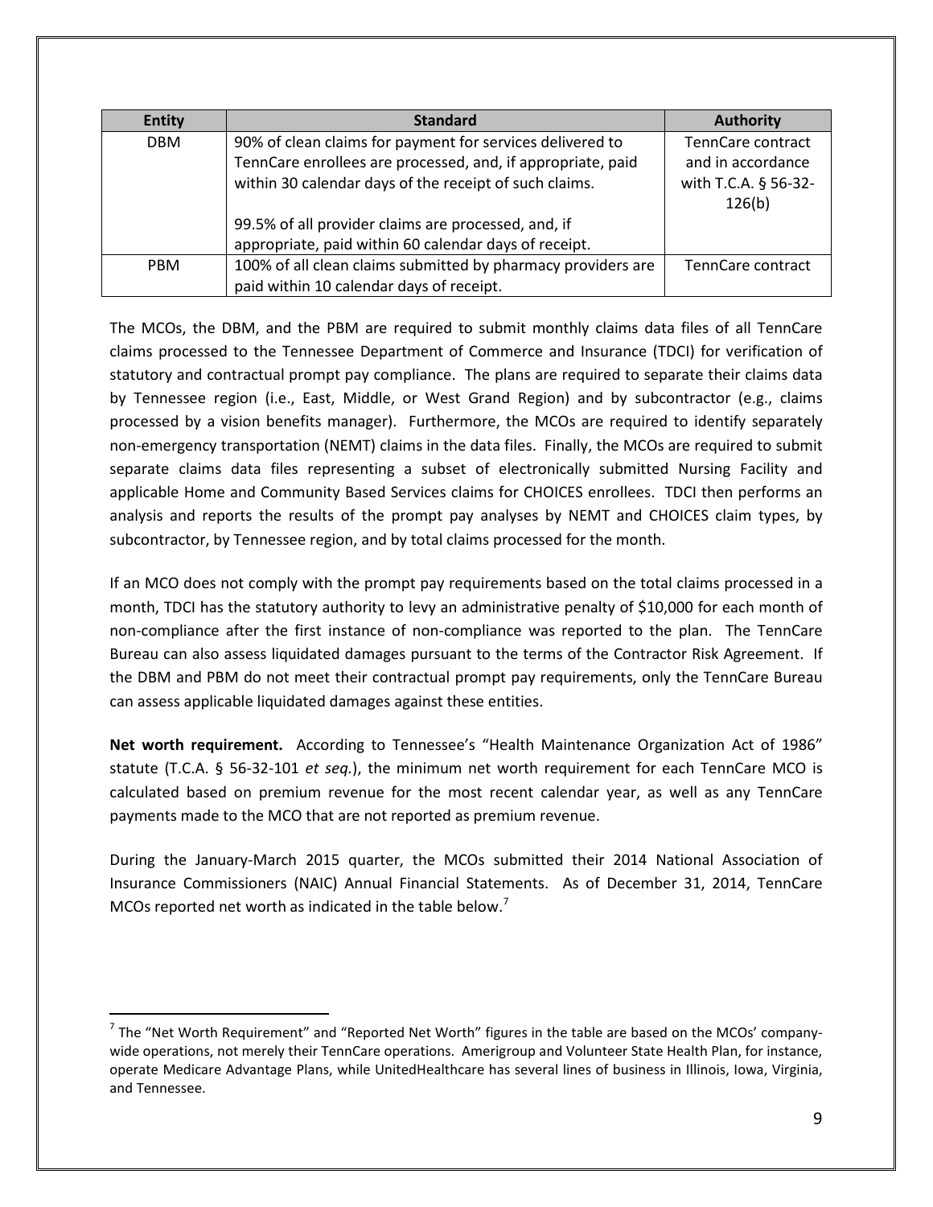| Entity | Standard | Authority |
|---|---|---|
| DBM | 90% of clean claims for payment for services delivered to TennCare enrollees are processed, and, if appropriate, paid within 30 calendar days of the receipt of such claims.<br><br>99.5% of all provider claims are processed, and, if appropriate, paid within 60 calendar days of receipt. | TennCare contract and in accordance with T.C.A. § 56-32-126(b) |
| PBM | 100% of all clean claims submitted by pharmacy providers are paid within 10 calendar days of receipt. | TennCare contract |

The MCOs, the DBM, and the PBM are required to submit monthly claims data files of all TennCare claims processed to the Tennessee Department of Commerce and Insurance (TDCI) for verification of statutory and contractual prompt pay compliance. The plans are required to separate their claims data by Tennessee region (i.e., East, Middle, or West Grand Region) and by subcontractor (e.g., claims processed by a vision benefits manager). Furthermore, the MCOs are required to identify separately non-emergency transportation (NEMT) claims in the data files. Finally, the MCOs are required to submit separate claims data files representing a subset of electronically submitted Nursing Facility and applicable Home and Community Based Services claims for CHOICES enrollees. TDCI then performs an analysis and reports the results of the prompt pay analyses by NEMT and CHOICES claim types, by subcontractor, by Tennessee region, and by total claims processed for the month.

If an MCO does not comply with the prompt pay requirements based on the total claims processed in a month, TDCI has the statutory authority to levy an administrative penalty of $10,000 for each month of non-compliance after the first instance of non-compliance was reported to the plan. The TennCare Bureau can also assess liquidated damages pursuant to the terms of the Contractor Risk Agreement. If the DBM and PBM do not meet their contractual prompt pay requirements, only the TennCare Bureau can assess applicable liquidated damages against these entities.

**Net worth requirement.** According to Tennessee's "Health Maintenance Organization Act of 1986" statute (T.C.A. § 56-32-101 *et seq.*), the minimum net worth requirement for each TennCare MCO is calculated based on premium revenue for the most recent calendar year, as well as any TennCare payments made to the MCO that are not reported as premium revenue.

During the January-March 2015 quarter, the MCOs submitted their 2014 National Association of Insurance Commissioners (NAIC) Annual Financial Statements. As of December 31, 2014, TennCare MCOs reported net worth as indicated in the table below.[7]

[7] The "Net Worth Requirement" and "Reported Net Worth" figures in the table are based on the MCOs' company-wide operations, not merely their TennCare operations. Amerigroup and Volunteer State Health Plan, for instance, operate Medicare Advantage Plans, while UnitedHealthcare has several lines of business in Illinois, Iowa, Virginia, and Tennessee.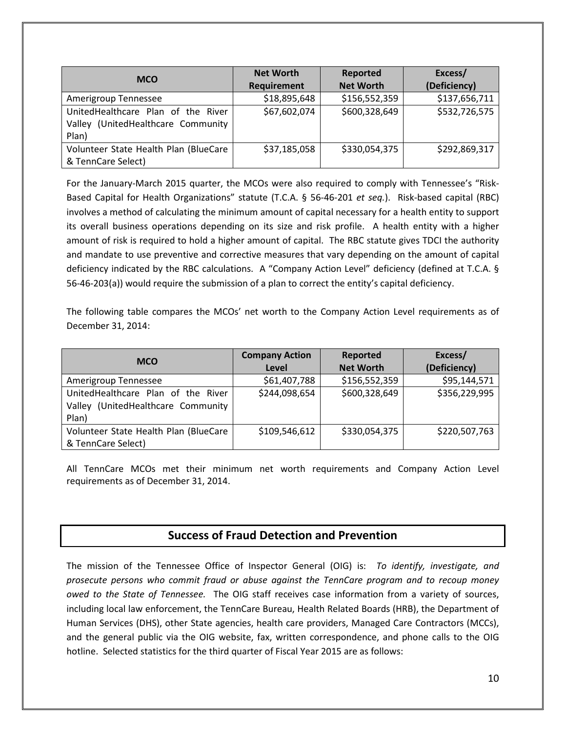| MCO | Net Worth Requirement | Reported Net Worth | Excess/ (Deficiency) |
|---|---|---|---|
| Amerigroup Tennessee | $18,895,648 | $156,552,359 | $137,656,711 |
| UnitedHealthcare Plan of the River Valley (UnitedHealthcare Community Plan) | $67,602,074 | $600,328,649 | $532,726,575 |
| Volunteer State Health Plan (BlueCare & TennCare Select) | $37,185,058 | $330,054,375 | $292,869,317 |

For the January-March 2015 quarter, the MCOs were also required to comply with Tennessee's "Risk-Based Capital for Health Organizations" statute (T.C.A. § 56-46-201 *et seq.*). Risk-based capital (RBC) involves a method of calculating the minimum amount of capital necessary for a health entity to support its overall business operations depending on its size and risk profile. A health entity with a higher amount of risk is required to hold a higher amount of capital. The RBC statute gives TDCI the authority and mandate to use preventive and corrective measures that vary depending on the amount of capital deficiency indicated by the RBC calculations. A "Company Action Level" deficiency (defined at T.C.A. § 56-46-203(a)) would require the submission of a plan to correct the entity's capital deficiency.

The following table compares the MCOs' net worth to the Company Action Level requirements as of December 31, 2014:

| MCO | Company Action Level | Reported Net Worth | Excess/ (Deficiency) |
|---|---|---|---|
| Amerigroup Tennessee | $61,407,788 | $156,552,359 | $95,144,571 |
| UnitedHealthcare Plan of the River Valley (UnitedHealthcare Community Plan) | $244,098,654 | $600,328,649 | $356,229,995 |
| Volunteer State Health Plan (BlueCare & TennCare Select) | $109,546,612 | $330,054,375 | $220,507,763 |

All TennCare MCOs met their minimum net worth requirements and Company Action Level requirements as of December 31, 2014.

## Success of Fraud Detection and Prevention

The mission of the Tennessee Office of Inspector General (OIG) is: *To identify, investigate, and prosecute persons who commit fraud or abuse against the TennCare program and to recoup money owed to the State of Tennessee.* The OIG staff receives case information from a variety of sources, including local law enforcement, the TennCare Bureau, Health Related Boards (HRB), the Department of Human Services (DHS), other State agencies, health care providers, Managed Care Contractors (MCCs), and the general public via the OIG website, fax, written correspondence, and phone calls to the OIG hotline. Selected statistics for the third quarter of Fiscal Year 2015 are as follows: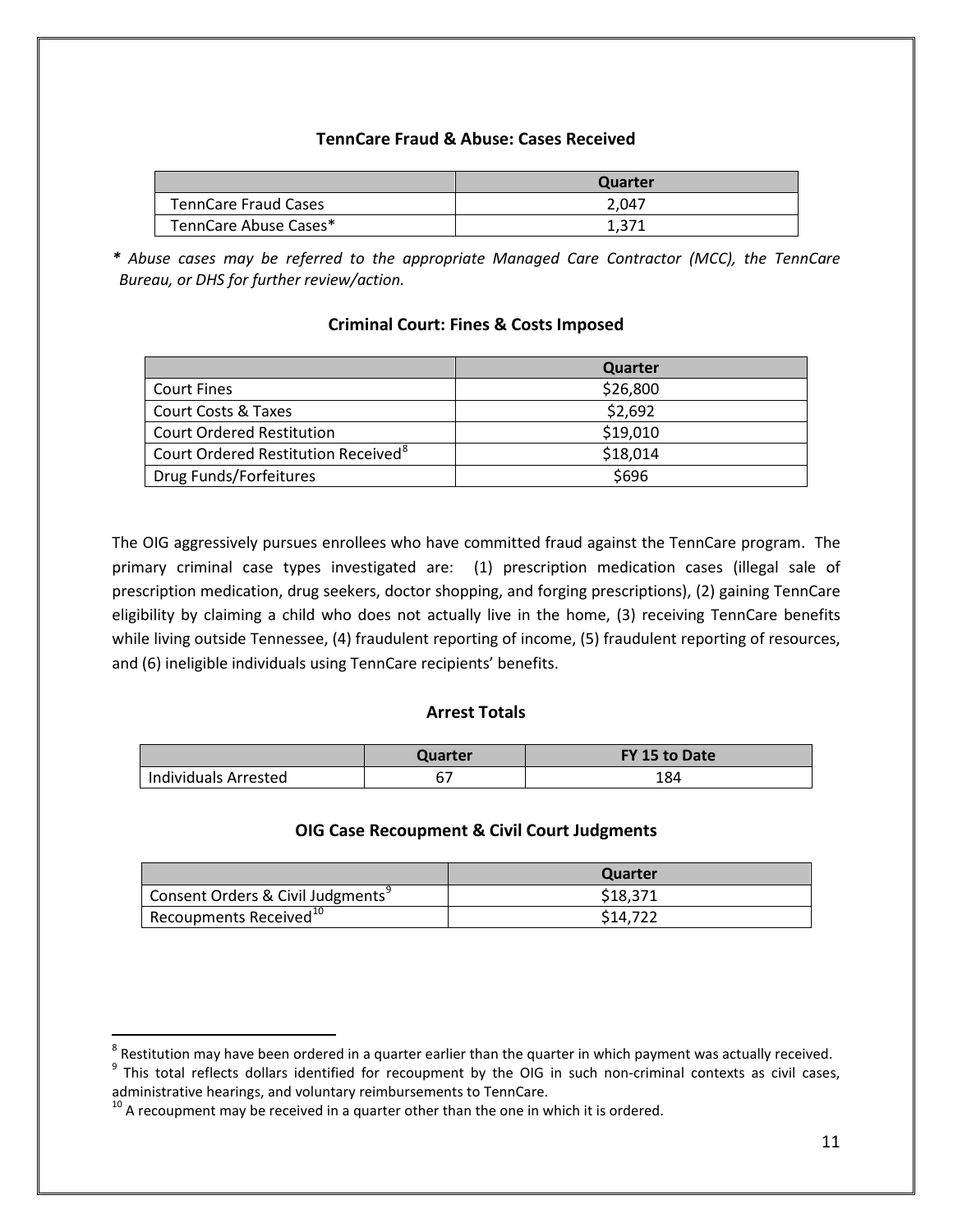### TennCare Fraud & Abuse: Cases Received

| | Quarter |
|---|---|
| TennCare Fraud Cases | 2,047 |
| TennCare Abuse Cases* | 1,371 |

*\* Abuse cases may be referred to the appropriate Managed Care Contractor (MCC), the TennCare Bureau, or DHS for further review/action.*

### Criminal Court: Fines & Costs Imposed

| | Quarter |
|---|---|
| Court Fines | $26,800 |
| Court Costs & Taxes | $2,692 |
| Court Ordered Restitution | $19,010 |
| Court Ordered Restitution Received[8] | $18,014 |
| Drug Funds/Forfeitures | $696 |

The OIG aggressively pursues enrollees who have committed fraud against the TennCare program. The primary criminal case types investigated are: (1) prescription medication cases (illegal sale of prescription medication, drug seekers, doctor shopping, and forging prescriptions), (2) gaining TennCare eligibility by claiming a child who does not actually live in the home, (3) receiving TennCare benefits while living outside Tennessee, (4) fraudulent reporting of income, (5) fraudulent reporting of resources, and (6) ineligible individuals using TennCare recipients' benefits.

### Arrest Totals

| | Quarter | FY 15 to Date |
|---|---|---|
| Individuals Arrested | 67 | 184 |

### OIG Case Recoupment & Civil Court Judgments

| | Quarter |
|---|---|
| Consent Orders & Civil Judgments[9] | $18,371 |
| Recoupments Received[10] | $14,722 |

---

[8] Restitution may have been ordered in a quarter earlier than the quarter in which payment was actually received.

[9] This total reflects dollars identified for recoupment by the OIG in such non-criminal contexts as civil cases, administrative hearings, and voluntary reimbursements to TennCare.

[10] A recoupment may be received in a quarter other than the one in which it is ordered.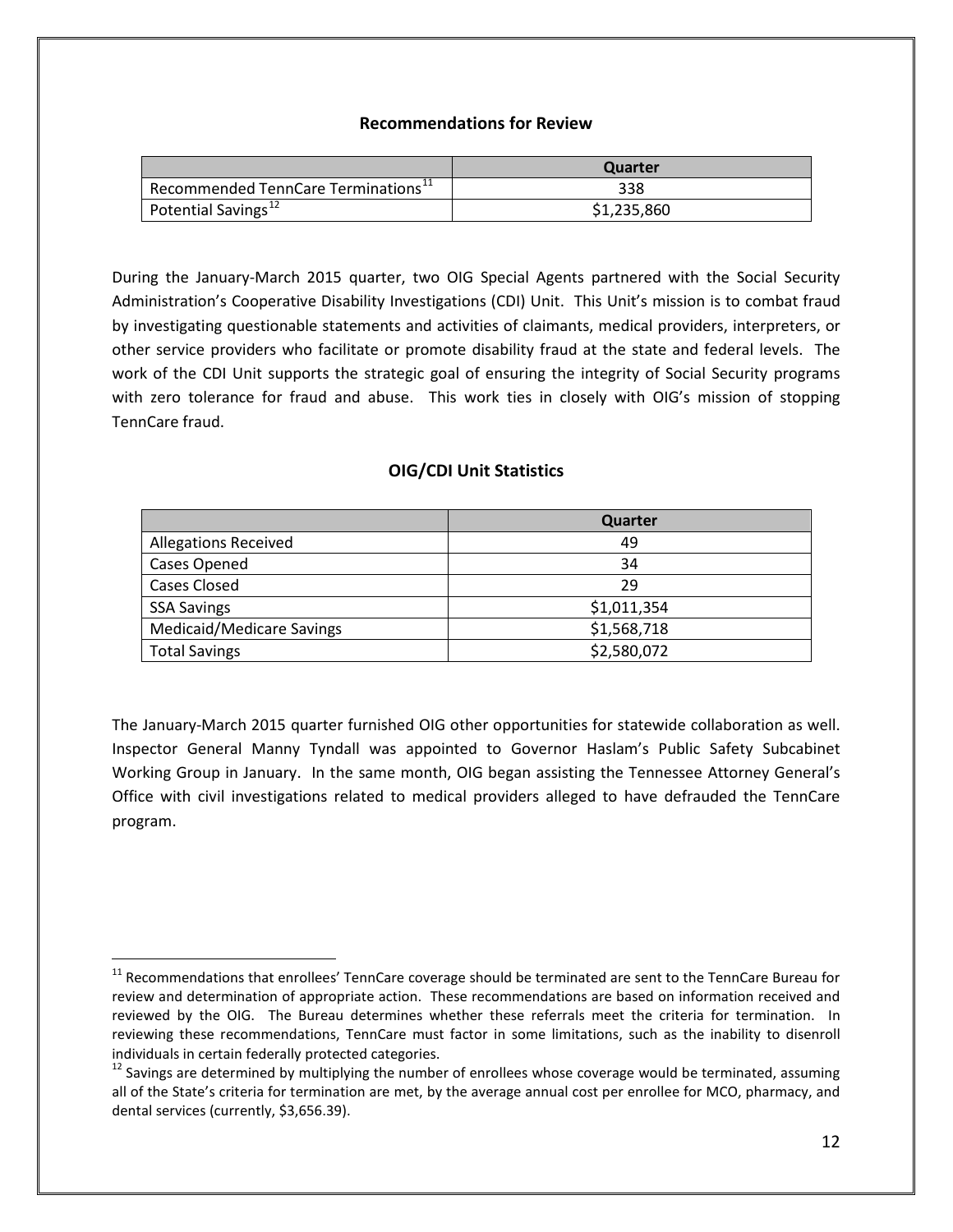### Recommendations for Review

| | Quarter |
|---|---|
| Recommended TennCare Terminations[11] | 338 |
| Potential Savings[12] | $1,235,860 |

During the January-March 2015 quarter, two OIG Special Agents partnered with the Social Security Administration's Cooperative Disability Investigations (CDI) Unit. This Unit's mission is to combat fraud by investigating questionable statements and activities of claimants, medical providers, interpreters, or other service providers who facilitate or promote disability fraud at the state and federal levels. The work of the CDI Unit supports the strategic goal of ensuring the integrity of Social Security programs with zero tolerance for fraud and abuse. This work ties in closely with OIG's mission of stopping TennCare fraud.

### OIG/CDI Unit Statistics

| | Quarter |
|---|---|
| Allegations Received | 49 |
| Cases Opened | 34 |
| Cases Closed | 29 |
| SSA Savings | $1,011,354 |
| Medicaid/Medicare Savings | $1,568,718 |
| Total Savings | $2,580,072 |

The January-March 2015 quarter furnished OIG other opportunities for statewide collaboration as well. Inspector General Manny Tyndall was appointed to Governor Haslam's Public Safety Subcabinet Working Group in January. In the same month, OIG began assisting the Tennessee Attorney General's Office with civil investigations related to medical providers alleged to have defrauded the TennCare program.

---

[11] Recommendations that enrollees' TennCare coverage should be terminated are sent to the TennCare Bureau for review and determination of appropriate action. These recommendations are based on information received and reviewed by the OIG. The Bureau determines whether these referrals meet the criteria for termination. In reviewing these recommendations, TennCare must factor in some limitations, such as the inability to disenroll individuals in certain federally protected categories.

[12] Savings are determined by multiplying the number of enrollees whose coverage would be terminated, assuming all of the State's criteria for termination are met, by the average annual cost per enrollee for MCO, pharmacy, and dental services (currently, $3,656.39).